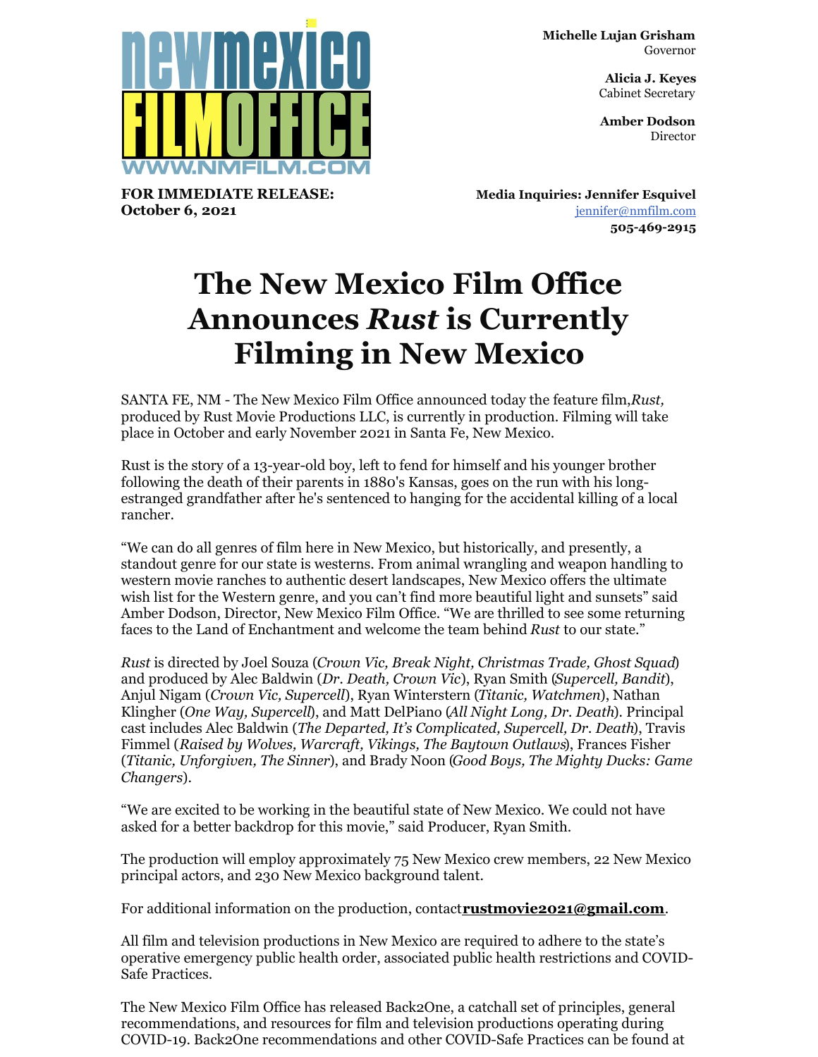newmexico FILMOFFICE
WWW.NMFILM.COM

**Michelle Lujan Grisham**
Governor

**Alicia J. Keyes**
Cabinet Secretary

**Amber Dodson**
Director

**FOR IMMEDIATE RELEASE:**
**October 6, 2021**

**Media Inquiries: Jennifer Esquivel**
jennifer@nmfilm.com
**505-469-2915**

# The New Mexico Film Office Announces *Rust* is Currently Filming in New Mexico

SANTA FE, NM - The New Mexico Film Office announced today the feature film,*Rust,* produced by Rust Movie Productions LLC, is currently in production. Filming will take place in October and early November 2021 in Santa Fe, New Mexico.

Rust is the story of a 13-year-old boy, left to fend for himself and his younger brother following the death of their parents in 1880's Kansas, goes on the run with his long-estranged grandfather after he's sentenced to hanging for the accidental killing of a local rancher.

"We can do all genres of film here in New Mexico, but historically, and presently, a standout genre for our state is westerns. From animal wrangling and weapon handling to western movie ranches to authentic desert landscapes, New Mexico offers the ultimate wish list for the Western genre, and you can't find more beautiful light and sunsets" said Amber Dodson, Director, New Mexico Film Office. "We are thrilled to see some returning faces to the Land of Enchantment and welcome the team behind *Rust* to our state."

*Rust* is directed by Joel Souza (*Crown Vic, Break Night, Christmas Trade, Ghost Squad*) and produced by Alec Baldwin (*Dr. Death, Crown Vic*), Ryan Smith (*Supercell, Bandit*), Anjul Nigam (*Crown Vic, Supercell*), Ryan Winterstern (*Titanic, Watchmen*), Nathan Klingher (*One Way, Supercell*), and Matt DelPiano (*All Night Long, Dr. Death*). Principal cast includes Alec Baldwin (*The Departed, It's Complicated, Supercell, Dr. Death*), Travis Fimmel (*Raised by Wolves, Warcraft, Vikings, The Baytown Outlaws*), Frances Fisher (*Titanic, Unforgiven, The Sinner*), and Brady Noon (*Good Boys, The Mighty Ducks: Game Changers*).

"We are excited to be working in the beautiful state of New Mexico. We could not have asked for a better backdrop for this movie," said Producer, Ryan Smith.

The production will employ approximately 75 New Mexico crew members, 22 New Mexico principal actors, and 230 New Mexico background talent.

For additional information on the production, contact**rustmovie2021@gmail.com**.

All film and television productions in New Mexico are required to adhere to the state's operative emergency public health order, associated public health restrictions and COVID-Safe Practices.

The New Mexico Film Office has released Back2One, a catchall set of principles, general recommendations, and resources for film and television productions operating during COVID-19. Back2One recommendations and other COVID-Safe Practices can be found at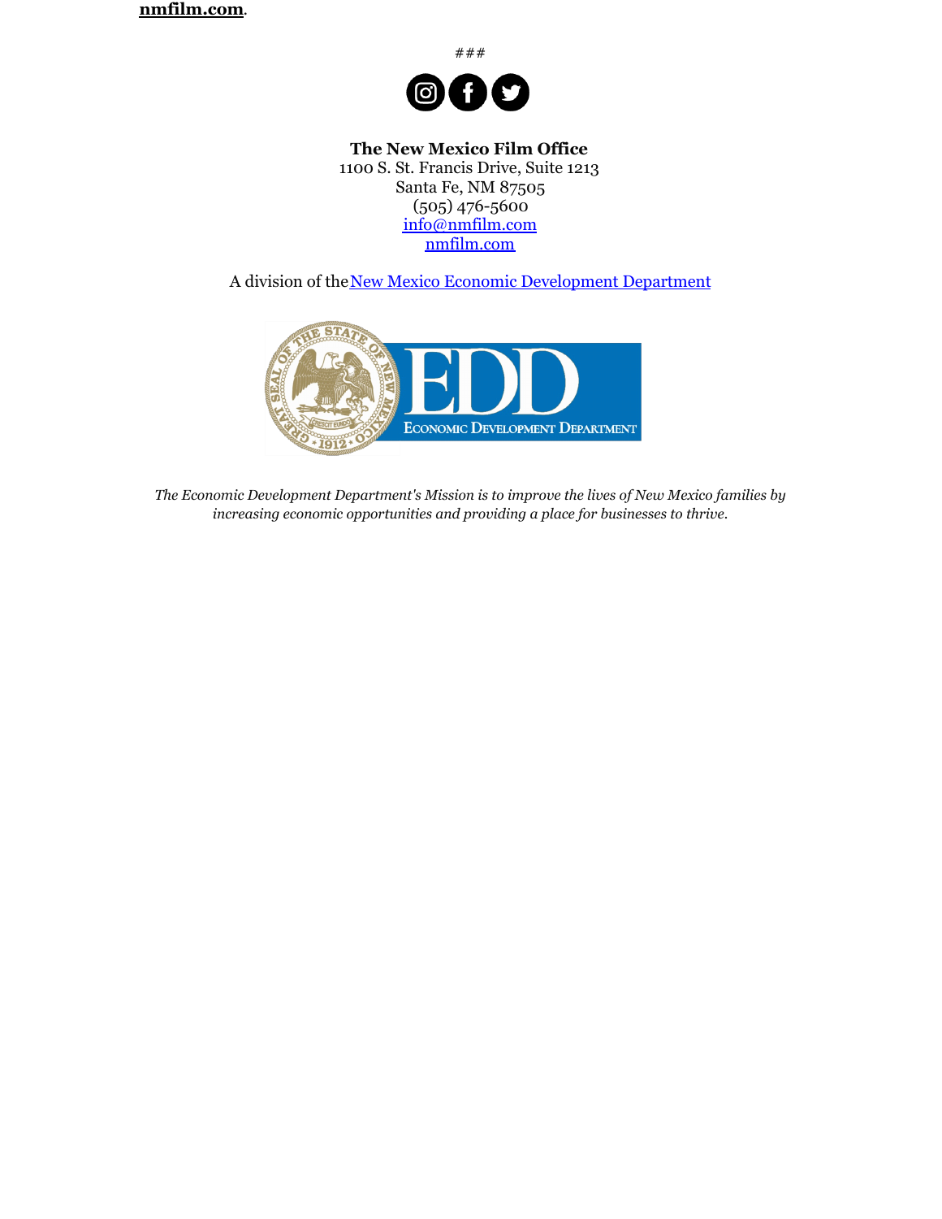**nmfilm.com**.

###

**The New Mexico Film Office**
1100 S. St. Francis Drive, Suite 1213
Santa Fe, NM 87505
(505) 476-5600
info@nmfilm.com
nmfilm.com

A division of the New Mexico Economic Development Department

*The Economic Development Department's Mission is to improve the lives of New Mexico families by increasing economic opportunities and providing a place for businesses to thrive.*